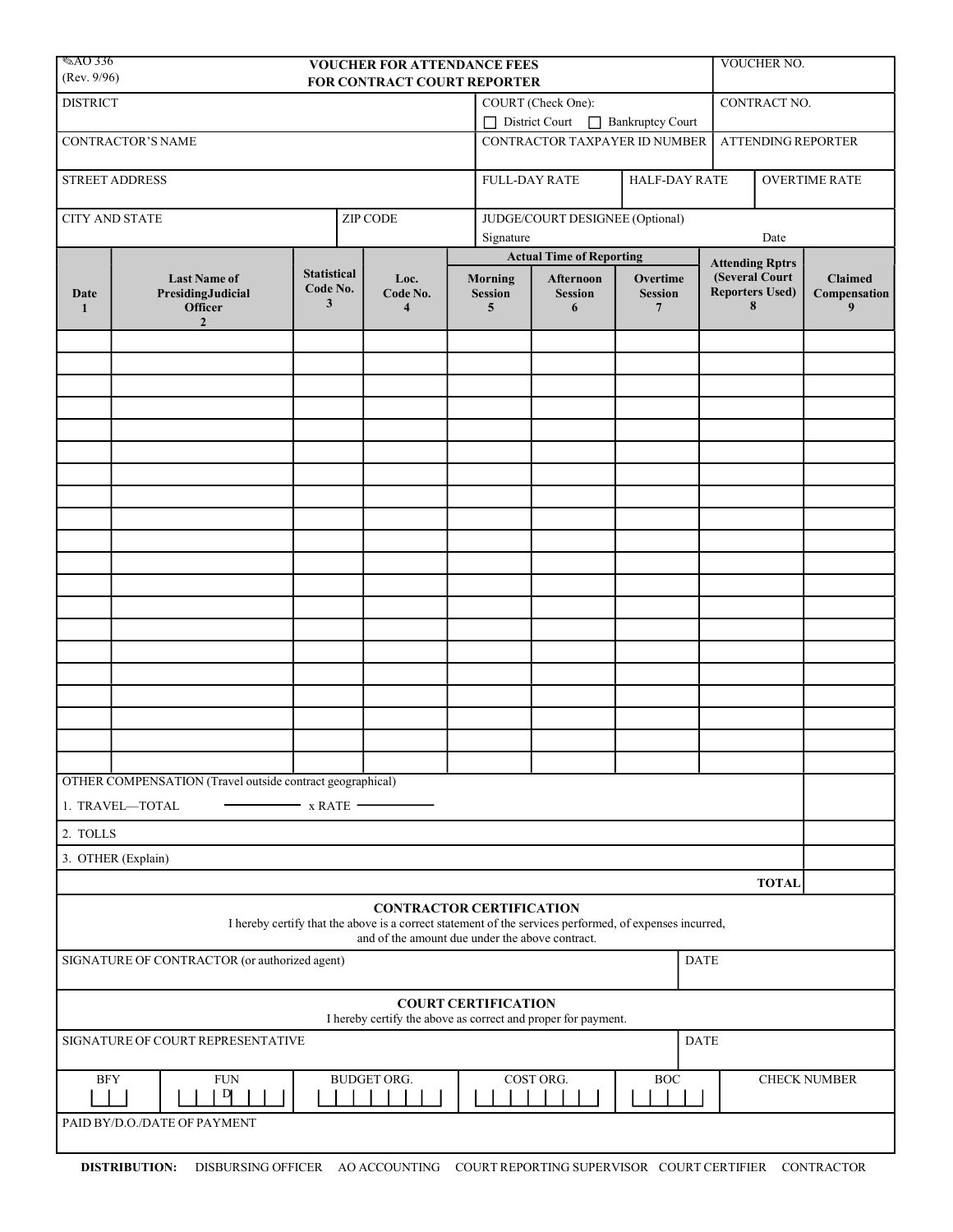AO 336
(Rev. 9/96)

# VOUCHER FOR ATTENDANCE FEES FOR CONTRACT COURT REPORTER

| | | | |
|---|---|---|---|
| VOUCHER NO. | | | |
| DISTRICT | COURT (Check One): ☐ District Court ☐ Bankruptcy Court | CONTRACT NO. | |
| CONTRACTOR'S NAME | CONTRACTOR TAXPAYER ID NUMBER | ATTENDING REPORTER | |
| STREET ADDRESS | FULL-DAY RATE | HALF-DAY RATE | OVERTIME RATE |
| CITY AND STATE / ZIP CODE | JUDGE/COURT DESIGNEE (Optional) Signature / Date | | |

| Date 1 | Last Name of PresidingJudicial Officer 2 | Statistical Code No. 3 | Loc. Code No. 4 | Actual Time of Reporting: Morning Session 5 | Afternoon Session 6 | Overtime Session 7 | Attending Rptrs (Several Court Reporters Used) 8 | Claimed Compensation 9 |
|---|---|---|---|---|---|---|---|---|
| | | | | | | | | |
| | | | | | | | | |
| | | | | | | | | |
| | | | | | | | | |
| | | | | | | | | |
| | | | | | | | | |
| | | | | | | | | |
| | | | | | | | | |
| | | | | | | | | |
| | | | | | | | | |
| | | | | | | | | |
| | | | | | | | | |
| | | | | | | | | |
| | | | | | | | | |
| | | | | | | | | |
| | | | | | | | | |
| | | | | | | | | |
| | | | | | | | | |
| | | | | | | | | |
| | | | | | | | | |

OTHER COMPENSATION (Travel outside contract geographical)

1. TRAVEL—TOTAL ________ x RATE ________

2. TOLLS

3. OTHER (Explain)

**TOTAL**

## CONTRACTOR CERTIFICATION

I hereby certify that the above is a correct statement of the services performed, of expenses incurred, and of the amount due under the above contract.

| SIGNATURE OF CONTRACTOR (or authorized agent) | DATE |
|---|---|
| | |

## COURT CERTIFICATION

I hereby certify the above as correct and proper for payment.

| SIGNATURE OF COURT REPRESENTATIVE | DATE |
|---|---|
| | |

| BFY | FUND | BUDGET ORG. | COST ORG. | BOC | CHECK NUMBER |
|---|---|---|---|---|---|
| | | | | | |

PAID BY/D.O./DATE OF PAYMENT

**DISTRIBUTION:** DISBURSING OFFICER AO ACCOUNTING COURT REPORTING SUPERVISOR COURT CERTIFIER CONTRACTOR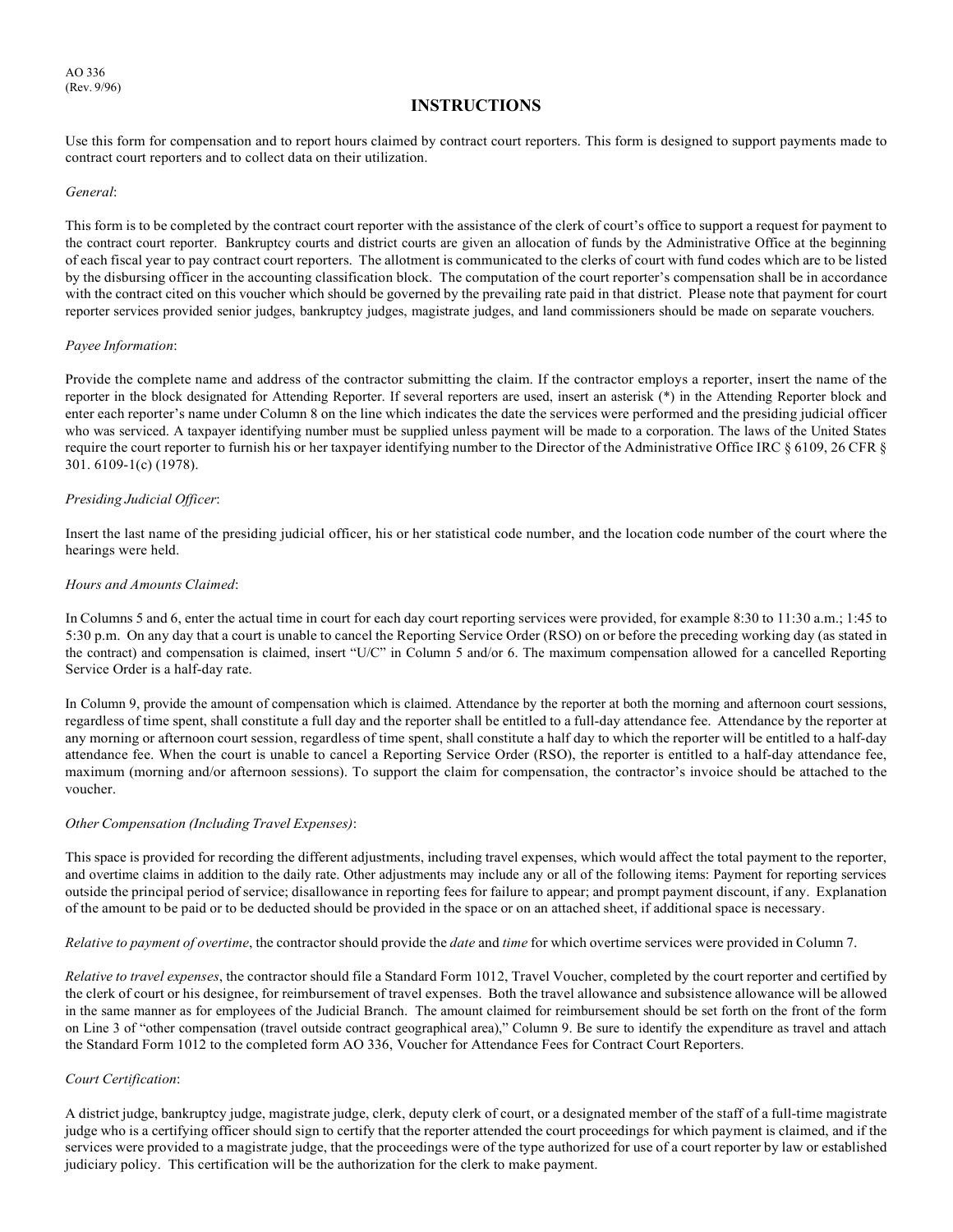AO 336
(Rev. 9/96)

# INSTRUCTIONS

Use this form for compensation and to report hours claimed by contract court reporters. This form is designed to support payments made to contract court reporters and to collect data on their utilization.

*General*:

This form is to be completed by the contract court reporter with the assistance of the clerk of court's office to support a request for payment to the contract court reporter. Bankruptcy courts and district courts are given an allocation of funds by the Administrative Office at the beginning of each fiscal year to pay contract court reporters. The allotment is communicated to the clerks of court with fund codes which are to be listed by the disbursing officer in the accounting classification block. The computation of the court reporter's compensation shall be in accordance with the contract cited on this voucher which should be governed by the prevailing rate paid in that district. Please note that payment for court reporter services provided senior judges, bankruptcy judges, magistrate judges, and land commissioners should be made on separate vouchers.

*Payee Information*:

Provide the complete name and address of the contractor submitting the claim. If the contractor employs a reporter, insert the name of the reporter in the block designated for Attending Reporter. If several reporters are used, insert an asterisk (*) in the Attending Reporter block and enter each reporter's name under Column 8 on the line which indicates the date the services were performed and the presiding judicial officer who was serviced. A taxpayer identifying number must be supplied unless payment will be made to a corporation. The laws of the United States require the court reporter to furnish his or her taxpayer identifying number to the Director of the Administrative Office IRC § 6109, 26 CFR § 301. 6109-1(c) (1978).

*Presiding Judicial Officer*:

Insert the last name of the presiding judicial officer, his or her statistical code number, and the location code number of the court where the hearings were held.

*Hours and Amounts Claimed*:

In Columns 5 and 6, enter the actual time in court for each day court reporting services were provided, for example 8:30 to 11:30 a.m.; 1:45 to 5:30 p.m. On any day that a court is unable to cancel the Reporting Service Order (RSO) on or before the preceding working day (as stated in the contract) and compensation is claimed, insert "U/C" in Column 5 and/or 6. The maximum compensation allowed for a cancelled Reporting Service Order is a half-day rate.

In Column 9, provide the amount of compensation which is claimed. Attendance by the reporter at both the morning and afternoon court sessions, regardless of time spent, shall constitute a full day and the reporter shall be entitled to a full-day attendance fee. Attendance by the reporter at any morning or afternoon court session, regardless of time spent, shall constitute a half day to which the reporter will be entitled to a half-day attendance fee. When the court is unable to cancel a Reporting Service Order (RSO), the reporter is entitled to a half-day attendance fee, maximum (morning and/or afternoon sessions). To support the claim for compensation, the contractor's invoice should be attached to the voucher.

*Other Compensation (Including Travel Expenses)*:

This space is provided for recording the different adjustments, including travel expenses, which would affect the total payment to the reporter, and overtime claims in addition to the daily rate. Other adjustments may include any or all of the following items: Payment for reporting services outside the principal period of service; disallowance in reporting fees for failure to appear; and prompt payment discount, if any. Explanation of the amount to be paid or to be deducted should be provided in the space or on an attached sheet, if additional space is necessary.

*Relative to payment of overtime*, the contractor should provide the *date* and *time* for which overtime services were provided in Column 7.

*Relative to travel expenses*, the contractor should file a Standard Form 1012, Travel Voucher, completed by the court reporter and certified by the clerk of court or his designee, for reimbursement of travel expenses. Both the travel allowance and subsistence allowance will be allowed in the same manner as for employees of the Judicial Branch. The amount claimed for reimbursement should be set forth on the front of the form on Line 3 of "other compensation (travel outside contract geographical area)," Column 9. Be sure to identify the expenditure as travel and attach the Standard Form 1012 to the completed form AO 336, Voucher for Attendance Fees for Contract Court Reporters.

*Court Certification*:

A district judge, bankruptcy judge, magistrate judge, clerk, deputy clerk of court, or a designated member of the staff of a full-time magistrate judge who is a certifying officer should sign to certify that the reporter attended the court proceedings for which payment is claimed, and if the services were provided to a magistrate judge, that the proceedings were of the type authorized for use of a court reporter by law or established judiciary policy. This certification will be the authorization for the clerk to make payment.